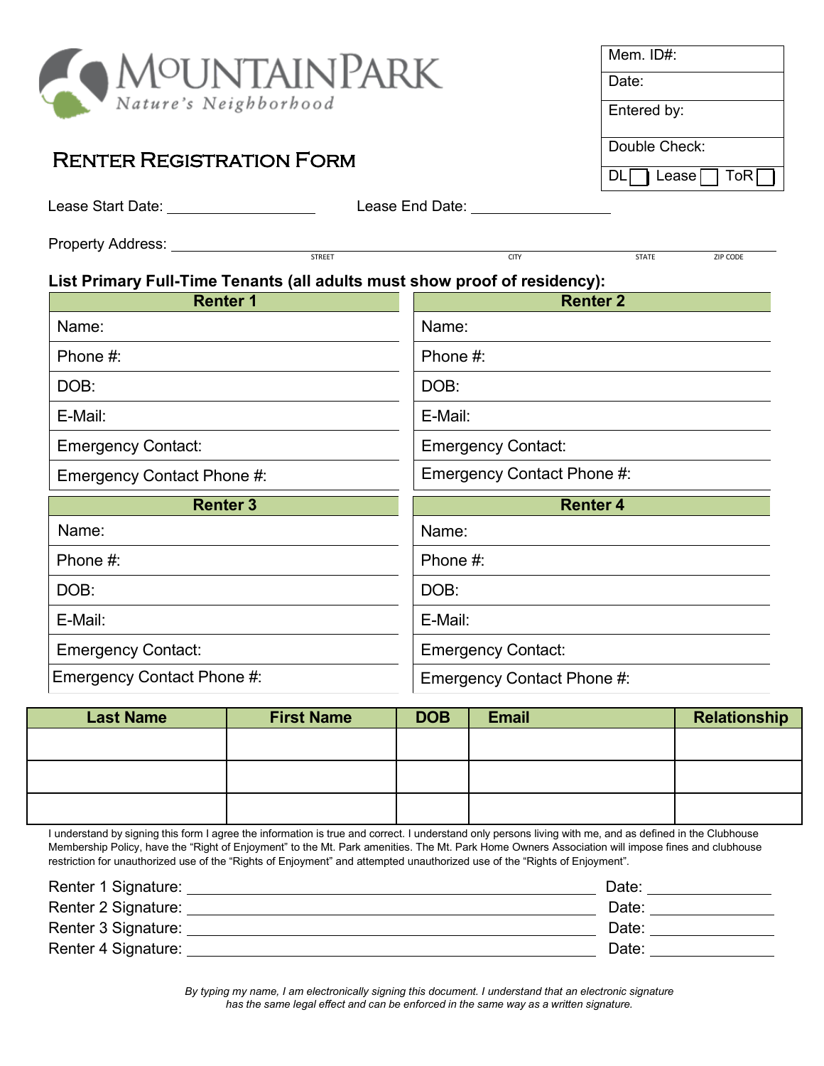MOUNTAINPARK
*Nature's Neighborhood*

| Mem. ID#: |
|---|
| Date: |
| Entered by: |
| Double Check: |
| DL ☐ Lease ☐ ToR ☐ |

# Renter Registration Form

Lease Start Date: ____________________ Lease End Date: ____________________

Property Address: ______________________________________________________________
STREET CITY STATE ZIP CODE

**List Primary Full-Time Tenants (all adults must show proof of residency):**

| **Renter 1** | **Renter 2** |
|---|---|
| Name: | Name: |
| Phone #: | Phone #: |
| DOB: | DOB: |
| E-Mail: | E-Mail: |
| Emergency Contact: | Emergency Contact: |
| Emergency Contact Phone #: | Emergency Contact Phone #: |

| **Renter 3** | **Renter 4** |
|---|---|
| Name: | Name: |
| Phone #: | Phone #: |
| DOB: | DOB: |
| E-Mail: | E-Mail: |
| Emergency Contact: | Emergency Contact: |
| Emergency Contact Phone #: | Emergency Contact Phone #: |

| Last Name | First Name | DOB | Email | Relationship |
|---|---|---|---|---|
| | | | | |
| | | | | |
| | | | | |

I understand by signing this form I agree the information is true and correct. I understand only persons living with me, and as defined in the Clubhouse Membership Policy, have the "Right of Enjoyment" to the Mt. Park amenities. The Mt. Park Home Owners Association will impose fines and clubhouse restriction for unauthorized use of the "Rights of Enjoyment" and attempted unauthorized use of the "Rights of Enjoyment".

Renter 1 Signature: ______________________________________________ Date: ______________

Renter 2 Signature: ______________________________________________ Date: ______________

Renter 3 Signature: ______________________________________________ Date: ______________

Renter 4 Signature: ______________________________________________ Date: ______________

*By typing my name, I am electronically signing this document. I understand that an electronic signature has the same legal effect and can be enforced in the same way as a written signature.*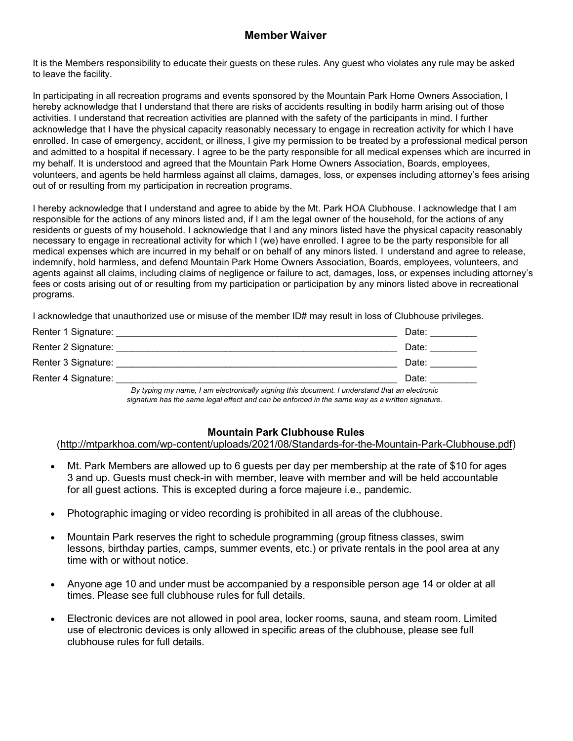## Member Waiver

It is the Members responsibility to educate their guests on these rules. Any guest who violates any rule may be asked to leave the facility.

In participating in all recreation programs and events sponsored by the Mountain Park Home Owners Association, I hereby acknowledge that I understand that there are risks of accidents resulting in bodily harm arising out of those activities. I understand that recreation activities are planned with the safety of the participants in mind. I further acknowledge that I have the physical capacity reasonably necessary to engage in recreation activity for which I have enrolled. In case of emergency, accident, or illness, I give my permission to be treated by a professional medical person and admitted to a hospital if necessary. I agree to be the party responsible for all medical expenses which are incurred in my behalf. It is understood and agreed that the Mountain Park Home Owners Association, Boards, employees, volunteers, and agents be held harmless against all claims, damages, loss, or expenses including attorney's fees arising out of or resulting from my participation in recreation programs.

I hereby acknowledge that I understand and agree to abide by the Mt. Park HOA Clubhouse. I acknowledge that I am responsible for the actions of any minors listed and, if I am the legal owner of the household, for the actions of any residents or guests of my household. I acknowledge that I and any minors listed have the physical capacity reasonably necessary to engage in recreational activity for which I (we) have enrolled. I agree to be the party responsible for all medical expenses which are incurred in my behalf or on behalf of any minors listed. I understand and agree to release, indemnify, hold harmless, and defend Mountain Park Home Owners Association, Boards, employees, volunteers, and agents against all claims, including claims of negligence or failure to act, damages, loss, or expenses including attorney's fees or costs arising out of or resulting from my participation or participation by any minors listed above in recreational programs.

I acknowledge that unauthorized use or misuse of the member ID# may result in loss of Clubhouse privileges.

Renter 1 Signature: ________________________________________________ Date: _________

Renter 2 Signature: ________________________________________________ Date: _________

Renter 3 Signature: ________________________________________________ Date: _________

Renter 4 Signature: ________________________________________________ Date: _________

*By typing my name, I am electronically signing this document. I understand that an electronic signature has the same legal effect and can be enforced in the same way as a written signature.*

### Mountain Park Clubhouse Rules

(http://mtparkhoa.com/wp-content/uploads/2021/08/Standards-for-the-Mountain-Park-Clubhouse.pdf)

- Mt. Park Members are allowed up to 6 guests per day per membership at the rate of $10 for ages 3 and up. Guests must check-in with member, leave with member and will be held accountable for all guest actions. This is excepted during a force majeure i.e., pandemic.
- Photographic imaging or video recording is prohibited in all areas of the clubhouse.
- Mountain Park reserves the right to schedule programming (group fitness classes, swim lessons, birthday parties, camps, summer events, etc.) or private rentals in the pool area at any time with or without notice.
- Anyone age 10 and under must be accompanied by a responsible person age 14 or older at all times. Please see full clubhouse rules for full details.
- Electronic devices are not allowed in pool area, locker rooms, sauna, and steam room. Limited use of electronic devices is only allowed in specific areas of the clubhouse, please see full clubhouse rules for full details.